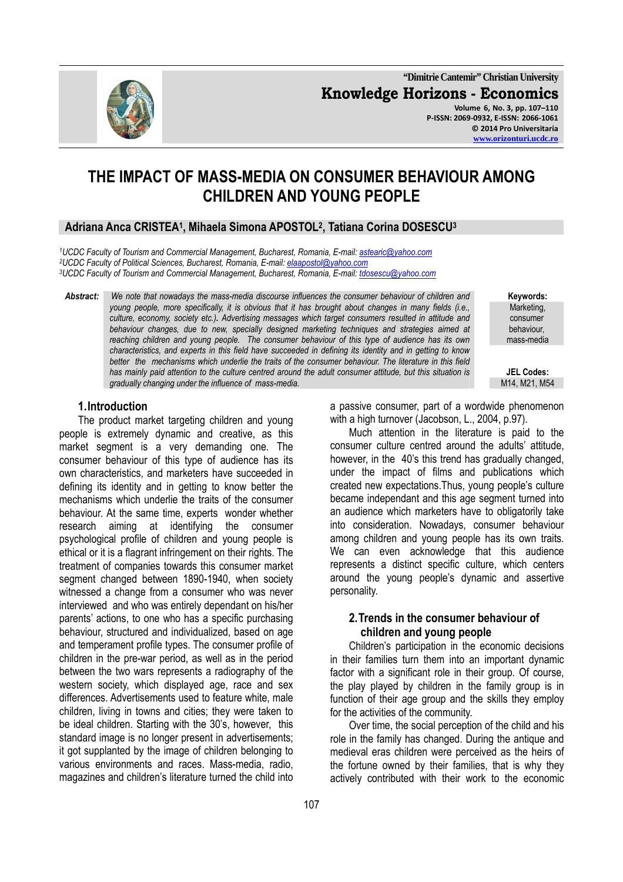# THE IMPACT OF MASS-MEDIA ON CONSUMER BEHAVIOUR AMONG CHILDREN AND YOUNG PEOPLE

**Adriana Anca CRISTEA[1], Mihaela Simona APOSTOL[2], Tatiana Corina DOSESCU[3]**

[1]*UCDC Faculty of Tourism and Commercial Management, Bucharest, Romania, E-mail: astearic@yahoo.com*
[2]*UCDC Faculty of Political Sciences, Bucharest, Romania, E-mail: elaapostol@yahoo.com*
[3]*UCDC Faculty of Tourism and Commercial Management, Bucharest, Romania, E-mail: tdosescu@yahoo.com*

***Abstract:*** *We note that nowadays the mass-media discourse influences the consumer behaviour of children and young people, more specifically, it is obvious that it has brought about changes in many fields (i.e., culture, economy, society etc.). Advertising messages which target consumers resulted in attitude and behaviour changes, due to new, specially designed marketing techniques and strategies aimed at reaching children and young people. The consumer behaviour of this type of audience has its own characteristics, and experts in this field have succeeded in defining its identity and in getting to know better the mechanisms which underlie the traits of the consumer behaviour. The literature in this field has mainly paid attention to the culture centred around the adult consumer attitude, but this situation is gradually changing under the influence of mass-media.*

**Keywords:** Marketing, consumer behaviour, mass-media

**JEL Codes:** M14, M21, M54

## 1. Introduction

The product market targeting children and young people is extremely dynamic and creative, as this market segment is a very demanding one. The consumer behaviour of this type of audience has its own characteristics, and marketers have succeeded in defining its identity and in getting to know better the mechanisms which underlie the traits of the consumer behaviour. At the same time, experts wonder whether research aiming at identifying the consumer psychological profile of children and young people is ethical or it is a flagrant infringement on their rights. The treatment of companies towards this consumer market segment changed between 1890-1940, when society witnessed a change from a consumer who was never interviewed and who was entirely dependant on his/her parents' actions, to one who has a specific purchasing behaviour, structured and individualized, based on age and temperament profile types. The consumer profile of children in the pre-war period, as well as in the period between the two wars represents a radiography of the western society, which displayed age, race and sex differences. Advertisements used to feature white, male children, living in towns and cities; they were taken to be ideal children. Starting with the 30's, however, this standard image is no longer present in advertisements; it got supplanted by the image of children belonging to various environments and races. Mass-media, radio, magazines and children's literature turned the child into a passive consumer, part of a wordwide phenomenon with a high turnover (Jacobson, L., 2004, p.97).

Much attention in the literature is paid to the consumer culture centred around the adults' attitude, however, in the 40's this trend has gradually changed, under the impact of films and publications which created new expectations.Thus, young people's culture became independant and this age segment turned into an audience which marketers have to obligatorily take into consideration. Nowadays, consumer behaviour among children and young people has its own traits. We can even acknowledge that this audience represents a distinct specific culture, which centers around the young people's dynamic and assertive personality.

## 2. Trends in the consumer behaviour of children and young people

Children's participation in the economic decisions in their families turn them into an important dynamic factor with a significant role in their group. Of course, the play played by children in the family group is in function of their age group and the skills they employ for the activities of the community.

Over time, the social perception of the child and his role in the family has changed. During the antique and medieval eras children were perceived as the heirs of the fortune owned by their families, that is why they actively contributed with their work to the economic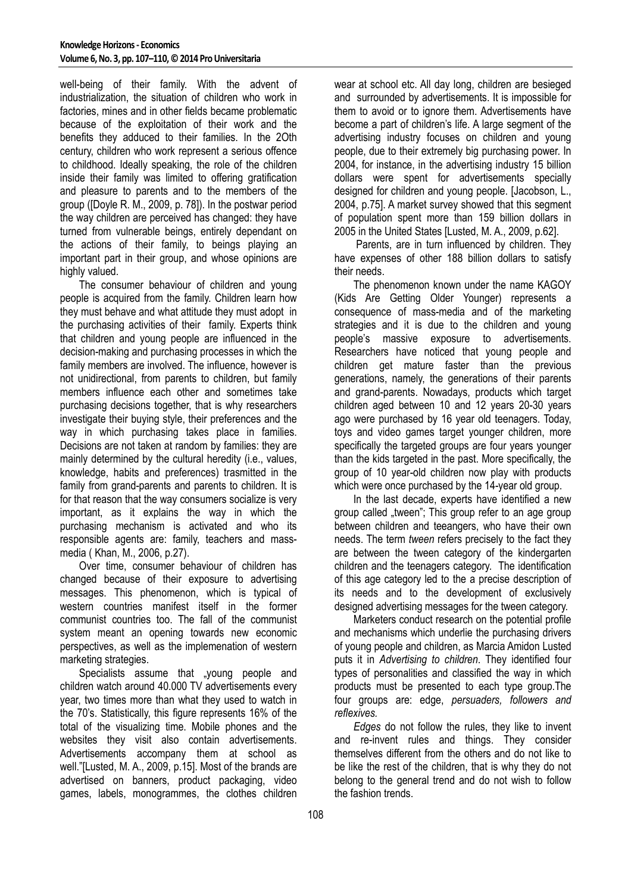well-being of their family. With the advent of industrialization, the situation of children who work in factories, mines and in other fields became problematic because of the exploitation of their work and the benefits they adduced to their families. In the 2Oth century, children who work represent a serious offence to childhood. Ideally speaking, the role of the children inside their family was limited to offering gratification and pleasure to parents and to the members of the group ([Doyle R. M., 2009, p. 78]). In the postwar period the way children are perceived has changed: they have turned from vulnerable beings, entirely dependant on the actions of their family, to beings playing an important part in their group, and whose opinions are highly valued.

The consumer behaviour of children and young people is acquired from the family. Children learn how they must behave and what attitude they must adopt in the purchasing activities of their family. Experts think that children and young people are influenced in the decision-making and purchasing processes in which the family members are involved. The influence, however is not unidirectional, from parents to children, but family members influence each other and sometimes take purchasing decisions together, that is why researchers investigate their buying style, their preferences and the way in which purchasing takes place in families. Decisions are not taken at random by families: they are mainly determined by the cultural heredity (i.e., values, knowledge, habits and preferences) trasmitted in the family from grand-parents and parents to children. It is for that reason that the way consumers socialize is very important, as it explains the way in which the purchasing mechanism is activated and who its responsible agents are: family, teachers and mass-media ( Khan, M., 2006, p.27).

Over time, consumer behaviour of children has changed because of their exposure to advertising messages. This phenomenon, which is typical of western countries manifest itself in the former communist countries too. The fall of the communist system meant an opening towards new economic perspectives, as well as the implemenation of western marketing strategies.

Specialists assume that „young people and children watch around 40.000 TV advertisements every year, two times more than what they used to watch in the 70's. Statistically, this figure represents 16% of the total of the visualizing time. Mobile phones and the websites they visit also contain advertisements. Advertisements accompany them at school as well."[Lusted, M. A., 2009, p.15]. Most of the brands are advertised on banners, product packaging, video games, labels, monogrammes, the clothes children wear at school etc. All day long, children are besieged and surrounded by advertisements. It is impossible for them to avoid or to ignore them. Advertisements have become a part of children's life. A large segment of the advertising industry focuses on children and young people, due to their extremely big purchasing power. In 2004, for instance, in the advertising industry 15 billion dollars were spent for advertisements specially designed for children and young people. [Jacobson, L., 2004, p.75]. A market survey showed that this segment of population spent more than 159 billion dollars in 2005 in the United States [Lusted, M. A., 2009, p.62].

Parents, are in turn influenced by children. They have expenses of other 188 billion dollars to satisfy their needs.

The phenomenon known under the name KAGOY (Kids Are Getting Older Younger) represents a consequence of mass-media and of the marketing strategies and it is due to the children and young people's massive exposure to advertisements. Researchers have noticed that young people and children get mature faster than the previous generations, namely, the generations of their parents and grand-parents. Nowadays, products which target children aged between 10 and 12 years 20-30 years ago were purchased by 16 year old teenagers. Today, toys and video games target younger children, more specifically the targeted groups are four years younger than the kids targeted in the past. More specifically, the group of 10 year-old children now play with products which were once purchased by the 14-year old group.

In the last decade, experts have identified a new group called „tween"; This group refer to an age group between children and teeangers, who have their own needs. The term *tween* refers precisely to the fact they are between the tween category of the kindergarten children and the teenagers category. The identification of this age category led to the a precise description of its needs and to the development of exclusively designed advertising messages for the tween category.

Marketers conduct research on the potential profile and mechanisms which underlie the purchasing drivers of young people and children, as Marcia Amidon Lusted puts it in *Advertising to children*. They identified four types of personalities and classified the way in which products must be presented to each type group.The four groups are: edge, *persuaders, followers and reflexives.*

*Edges* do not follow the rules, they like to invent and re-invent rules and things. They consider themselves different from the others and do not like to be like the rest of the children, that is why they do not belong to the general trend and do not wish to follow the fashion trends.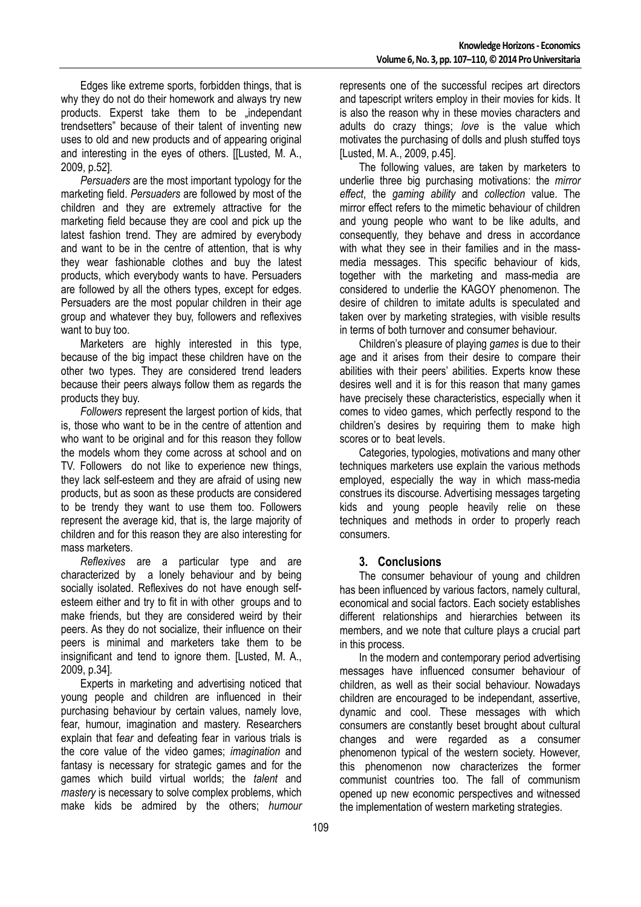Edges like extreme sports, forbidden things, that is why they do not do their homework and always try new products. Experst take them to be „independant trendsetters" because of their talent of inventing new uses to old and new products and of appearing original and interesting in the eyes of others. [[Lusted, M. A., 2009, p.52].

*Persuaders* are the most important typology for the marketing field. *Persuaders* are followed by most of the children and they are extremely attractive for the marketing field because they are cool and pick up the latest fashion trend. They are admired by everybody and want to be in the centre of attention, that is why they wear fashionable clothes and buy the latest products, which everybody wants to have. Persuaders are followed by all the others types, except for edges. Persuaders are the most popular children in their age group and whatever they buy, followers and reflexives want to buy too.

Marketers are highly interested in this type, because of the big impact these children have on the other two types. They are considered trend leaders because their peers always follow them as regards the products they buy.

*Followers* represent the largest portion of kids, that is, those who want to be in the centre of attention and who want to be original and for this reason they follow the models whom they come across at school and on TV. Followers do not like to experience new things, they lack self-esteem and they are afraid of using new products, but as soon as these products are considered to be trendy they want to use them too. Followers represent the average kid, that is, the large majority of children and for this reason they are also interesting for mass marketers.

*Reflexives* are a particular type and are characterized by a lonely behaviour and by being socially isolated. Reflexives do not have enough self-esteem either and try to fit in with other groups and to make friends, but they are considered weird by their peers. As they do not socialize, their influence on their peers is minimal and marketers take them to be insignificant and tend to ignore them. [Lusted, M. A., 2009, p.34].

Experts in marketing and advertising noticed that young people and children are influenced in their purchasing behaviour by certain values, namely love, fear, humour, imagination and mastery. Researchers explain that f*ear* and defeating fear in various trials is the core value of the video games; *imagination* and fantasy is necessary for strategic games and for the games which build virtual worlds; the *talent* and *mastery* is necessary to solve complex problems, which make kids be admired by the others; *humour* represents one of the successful recipes art directors and tapescript writers employ in their movies for kids. It is also the reason why in these movies characters and adults do crazy things; *love* is the value which motivates the purchasing of dolls and plush stuffed toys [Lusted, M. A., 2009, p.45].

The following values, are taken by marketers to underlie three big purchasing motivations: the *mirror effect*, the *gaming ability* and *collection* value. The mirror effect refers to the mimetic behaviour of children and young people who want to be like adults, and consequently, they behave and dress in accordance with what they see in their families and in the mass-media messages. This specific behaviour of kids, together with the marketing and mass-media are considered to underlie the KAGOY phenomenon. The desire of children to imitate adults is speculated and taken over by marketing strategies, with visible results in terms of both turnover and consumer behaviour.

Children's pleasure of playing *games* is due to their age and it arises from their desire to compare their abilities with their peers' abilities. Experts know these desires well and it is for this reason that many games have precisely these characteristics, especially when it comes to video games, which perfectly respond to the children's desires by requiring them to make high scores or to beat levels.

Categories, typologies, motivations and many other techniques marketers use explain the various methods employed, especially the way in which mass-media construes its discourse. Advertising messages targeting kids and young people heavily relie on these techniques and methods in order to properly reach consumers.

## 3. Conclusions

The consumer behaviour of young and children has been influenced by various factors, namely cultural, economical and social factors. Each society establishes different relationships and hierarchies between its members, and we note that culture plays a crucial part in this process.

In the modern and contemporary period advertising messages have influenced consumer behaviour of children, as well as their social behaviour. Nowadays children are encouraged to be independant, assertive, dynamic and cool. These messages with which consumers are constantly beset brought about cultural changes and were regarded as a consumer phenomenon typical of the western society. However, this phenomenon now characterizes the former communist countries too. The fall of communism opened up new economic perspectives and witnessed the implementation of western marketing strategies.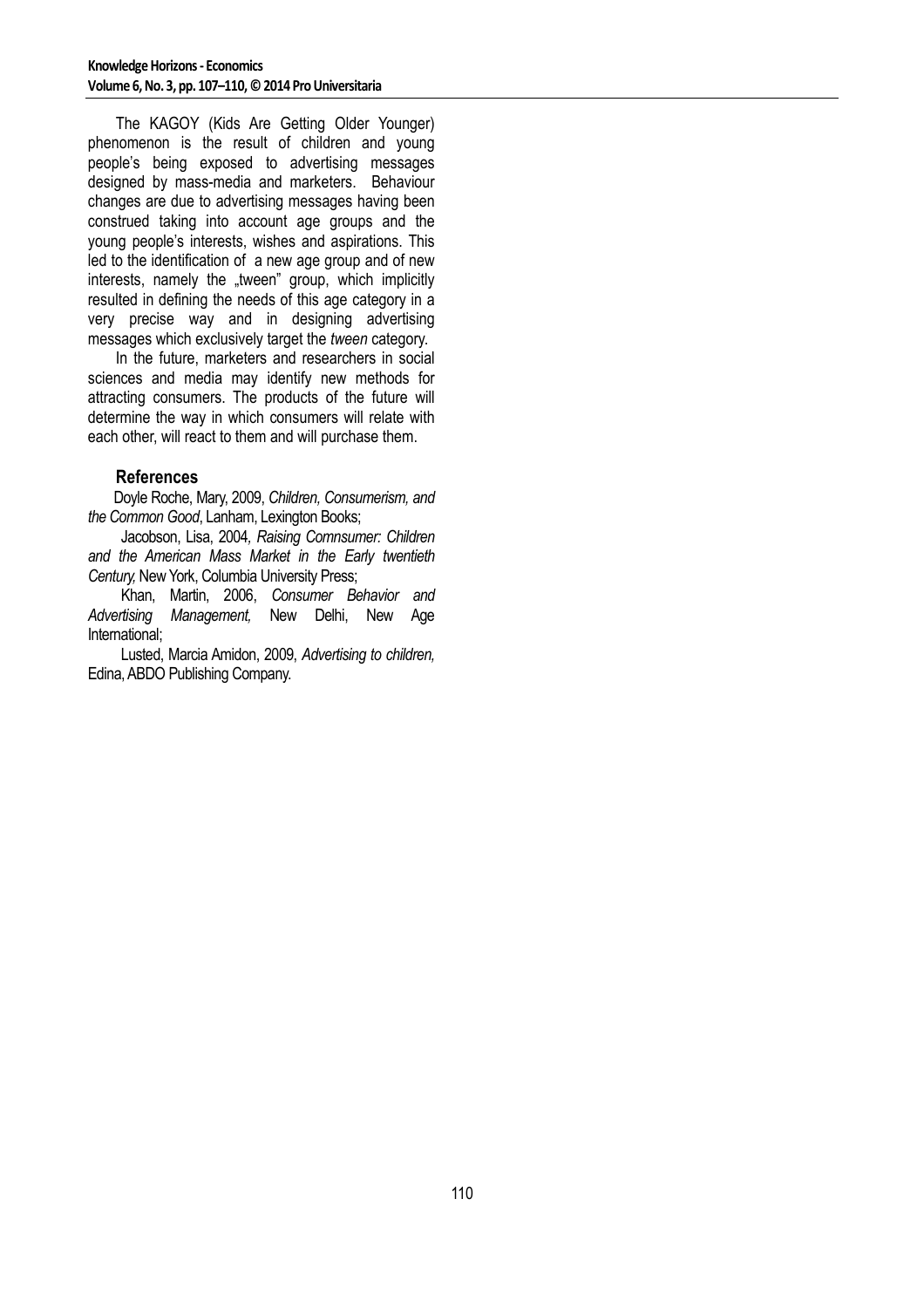The KAGOY (Kids Are Getting Older Younger) phenomenon is the result of children and young people's being exposed to advertising messages designed by mass-media and marketers. Behaviour changes are due to advertising messages having been construed taking into account age groups and the young people's interests, wishes and aspirations. This led to the identification of a new age group and of new interests, namely the „tween" group, which implicitly resulted in defining the needs of this age category in a very precise way and in designing advertising messages which exclusively target the *tween* category.

In the future, marketers and researchers in social sciences and media may identify new methods for attracting consumers. The products of the future will determine the way in which consumers will relate with each other, will react to them and will purchase them.

## References

Doyle Roche, Mary, 2009, *Children, Consumerism, and the Common Good*, Lanham, Lexington Books;

Jacobson, Lisa, 2004*, Raising Comnsumer: Children and the American Mass Market in the Early twentieth Century,* New York, Columbia University Press;

Khan, Martin, 2006, *Consumer Behavior and Advertising Management,* New Delhi, New Age International;

Lusted, Marcia Amidon, 2009, *Advertising to children,* Edina, ABDO Publishing Company.